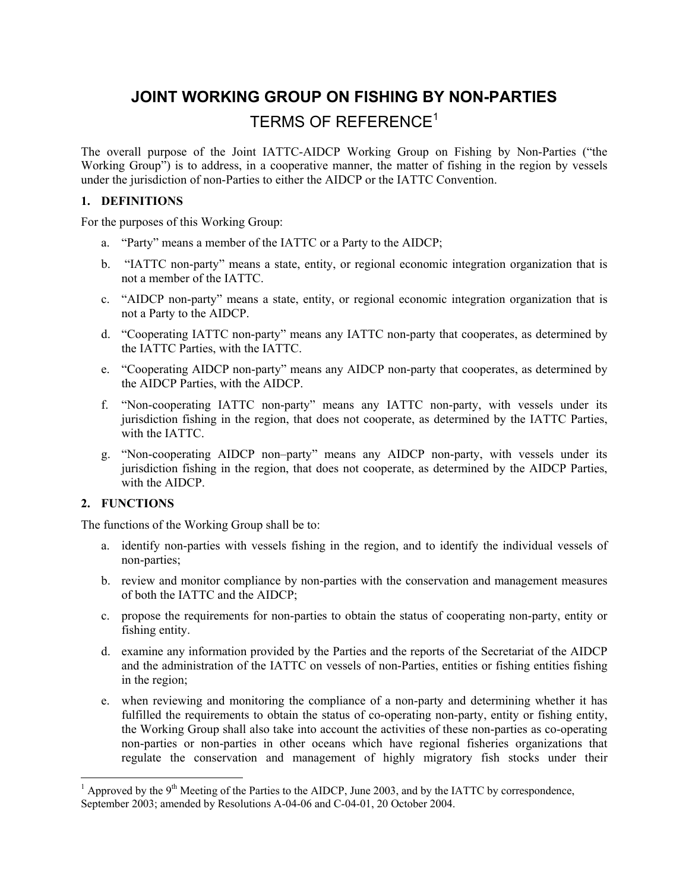# JOINT WORKING GROUP ON FISHING BY NON-PARTIES

## TERMS OF REFERENCE[1]

The overall purpose of the Joint IATTC-AIDCP Working Group on Fishing by Non-Parties ("the Working Group") is to address, in a cooperative manner, the matter of fishing in the region by vessels under the jurisdiction of non-Parties to either the AIDCP or the IATTC Convention.

### 1. DEFINITIONS

For the purposes of this Working Group:

a. "Party" means a member of the IATTC or a Party to the AIDCP;

b. "IATTC non-party" means a state, entity, or regional economic integration organization that is not a member of the IATTC.

c. "AIDCP non-party" means a state, entity, or regional economic integration organization that is not a Party to the AIDCP.

d. "Cooperating IATTC non-party" means any IATTC non-party that cooperates, as determined by the IATTC Parties, with the IATTC.

e. "Cooperating AIDCP non-party" means any AIDCP non-party that cooperates, as determined by the AIDCP Parties, with the AIDCP.

f. "Non-cooperating IATTC non-party" means any IATTC non-party, with vessels under its jurisdiction fishing in the region, that does not cooperate, as determined by the IATTC Parties, with the IATTC.

g. "Non-cooperating AIDCP non–party" means any AIDCP non-party, with vessels under its jurisdiction fishing in the region, that does not cooperate, as determined by the AIDCP Parties, with the AIDCP.

### 2. FUNCTIONS

The functions of the Working Group shall be to:

a. identify non-parties with vessels fishing in the region, and to identify the individual vessels of non-parties;

b. review and monitor compliance by non-parties with the conservation and management measures of both the IATTC and the AIDCP;

c. propose the requirements for non-parties to obtain the status of cooperating non-party, entity or fishing entity.

d. examine any information provided by the Parties and the reports of the Secretariat of the AIDCP and the administration of the IATTC on vessels of non-Parties, entities or fishing entities fishing in the region;

e. when reviewing and monitoring the compliance of a non-party and determining whether it has fulfilled the requirements to obtain the status of co-operating non-party, entity or fishing entity, the Working Group shall also take into account the activities of these non-parties as co-operating non-parties or non-parties in other oceans which have regional fisheries organizations that regulate the conservation and management of highly migratory fish stocks under their

---

[1] Approved by the 9th Meeting of the Parties to the AIDCP, June 2003, and by the IATTC by correspondence, September 2003; amended by Resolutions A-04-06 and C-04-01, 20 October 2004.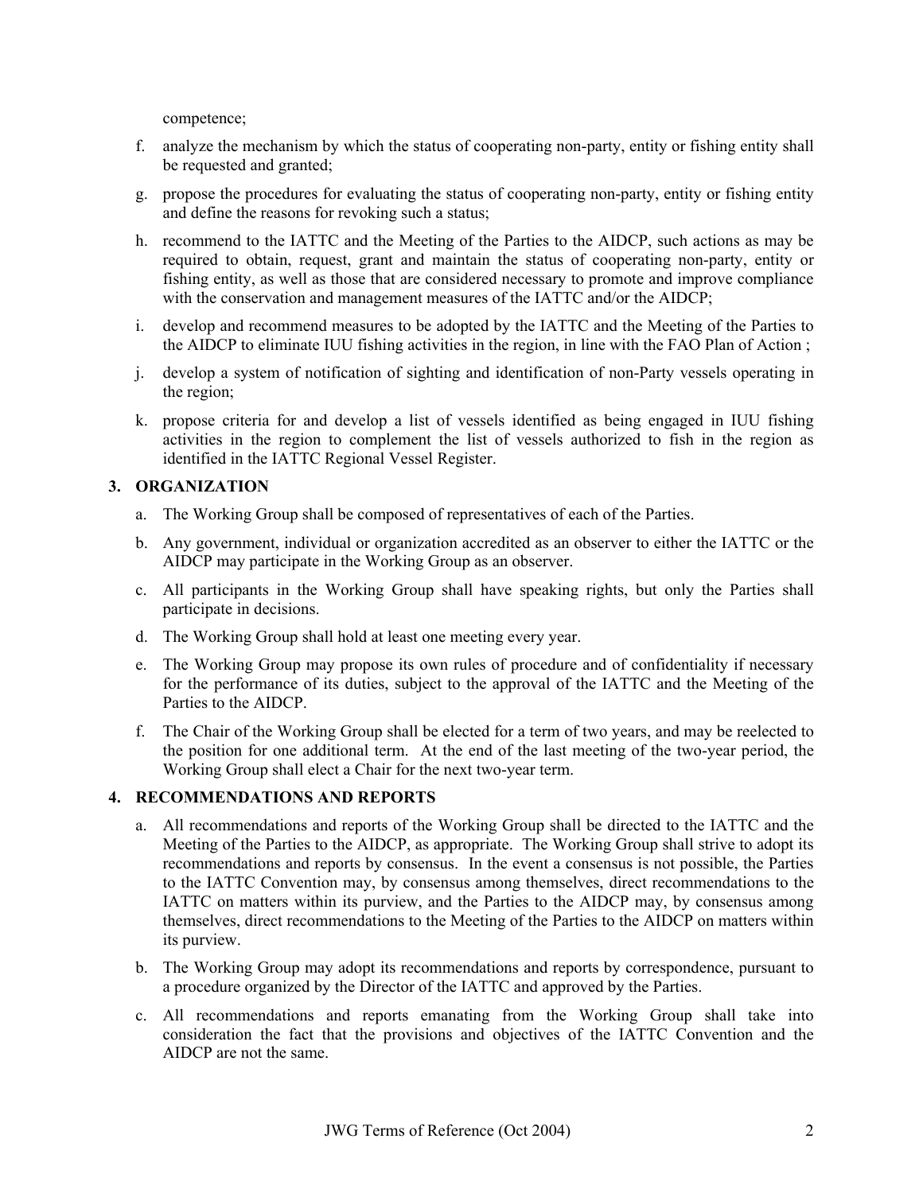competence;

f. analyze the mechanism by which the status of cooperating non-party, entity or fishing entity shall be requested and granted;

g. propose the procedures for evaluating the status of cooperating non-party, entity or fishing entity and define the reasons for revoking such a status;

h. recommend to the IATTC and the Meeting of the Parties to the AIDCP, such actions as may be required to obtain, request, grant and maintain the status of cooperating non-party, entity or fishing entity, as well as those that are considered necessary to promote and improve compliance with the conservation and management measures of the IATTC and/or the AIDCP;

i. develop and recommend measures to be adopted by the IATTC and the Meeting of the Parties to the AIDCP to eliminate IUU fishing activities in the region, in line with the FAO Plan of Action ;

j. develop a system of notification of sighting and identification of non-Party vessels operating in the region;

k. propose criteria for and develop a list of vessels identified as being engaged in IUU fishing activities in the region to complement the list of vessels authorized to fish in the region as identified in the IATTC Regional Vessel Register.

### 3. ORGANIZATION

a. The Working Group shall be composed of representatives of each of the Parties.

b. Any government, individual or organization accredited as an observer to either the IATTC or the AIDCP may participate in the Working Group as an observer.

c. All participants in the Working Group shall have speaking rights, but only the Parties shall participate in decisions.

d. The Working Group shall hold at least one meeting every year.

e. The Working Group may propose its own rules of procedure and of confidentiality if necessary for the performance of its duties, subject to the approval of the IATTC and the Meeting of the Parties to the AIDCP.

f. The Chair of the Working Group shall be elected for a term of two years, and may be reelected to the position for one additional term. At the end of the last meeting of the two-year period, the Working Group shall elect a Chair for the next two-year term.

### 4. RECOMMENDATIONS AND REPORTS

a. All recommendations and reports of the Working Group shall be directed to the IATTC and the Meeting of the Parties to the AIDCP, as appropriate. The Working Group shall strive to adopt its recommendations and reports by consensus. In the event a consensus is not possible, the Parties to the IATTC Convention may, by consensus among themselves, direct recommendations to the IATTC on matters within its purview, and the Parties to the AIDCP may, by consensus among themselves, direct recommendations to the Meeting of the Parties to the AIDCP on matters within its purview.

b. The Working Group may adopt its recommendations and reports by correspondence, pursuant to a procedure organized by the Director of the IATTC and approved by the Parties.

c. All recommendations and reports emanating from the Working Group shall take into consideration the fact that the provisions and objectives of the IATTC Convention and the AIDCP are not the same.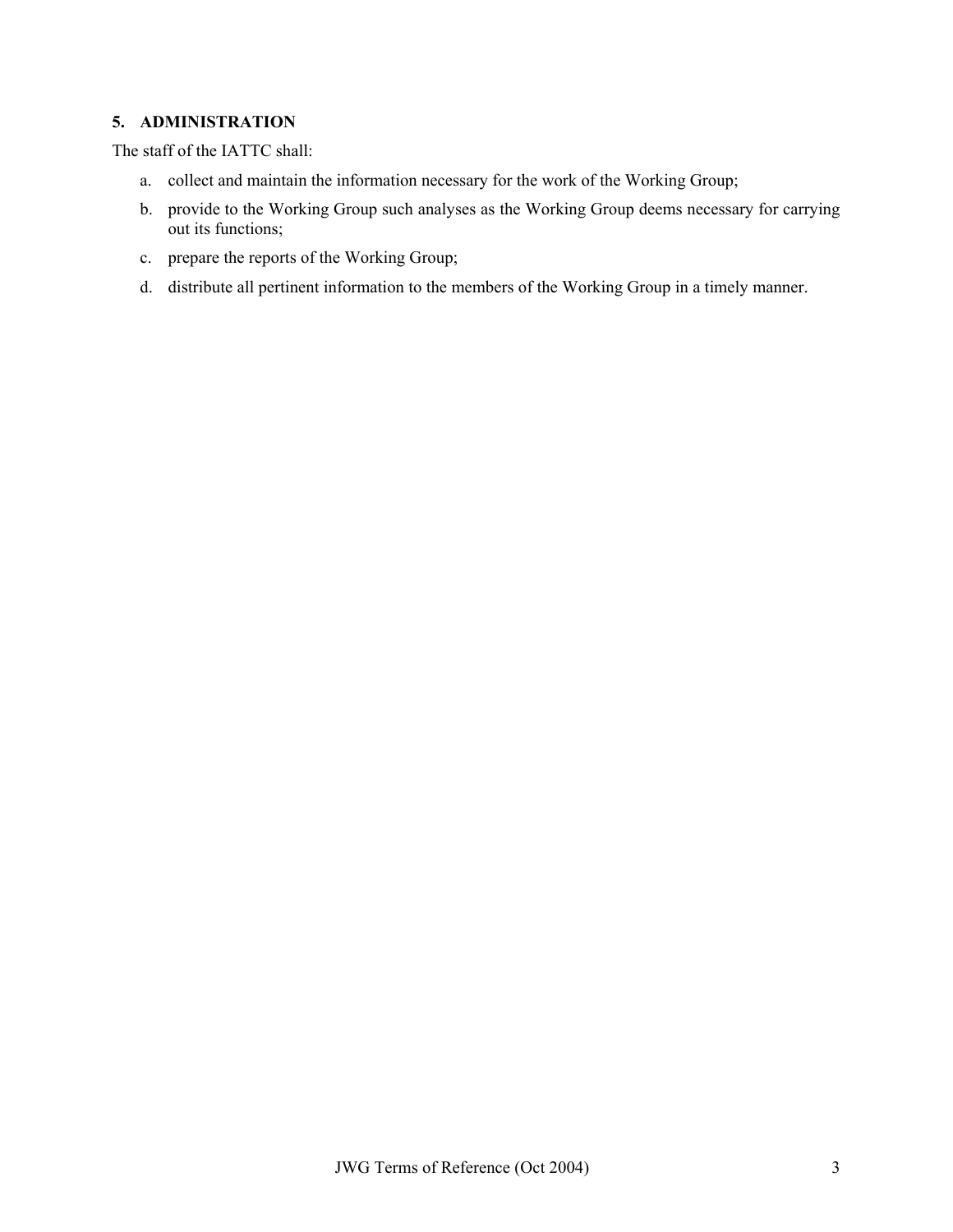## 5. ADMINISTRATION

The staff of the IATTC shall:

a. collect and maintain the information necessary for the work of the Working Group;

b. provide to the Working Group such analyses as the Working Group deems necessary for carrying out its functions;

c. prepare the reports of the Working Group;

d. distribute all pertinent information to the members of the Working Group in a timely manner.